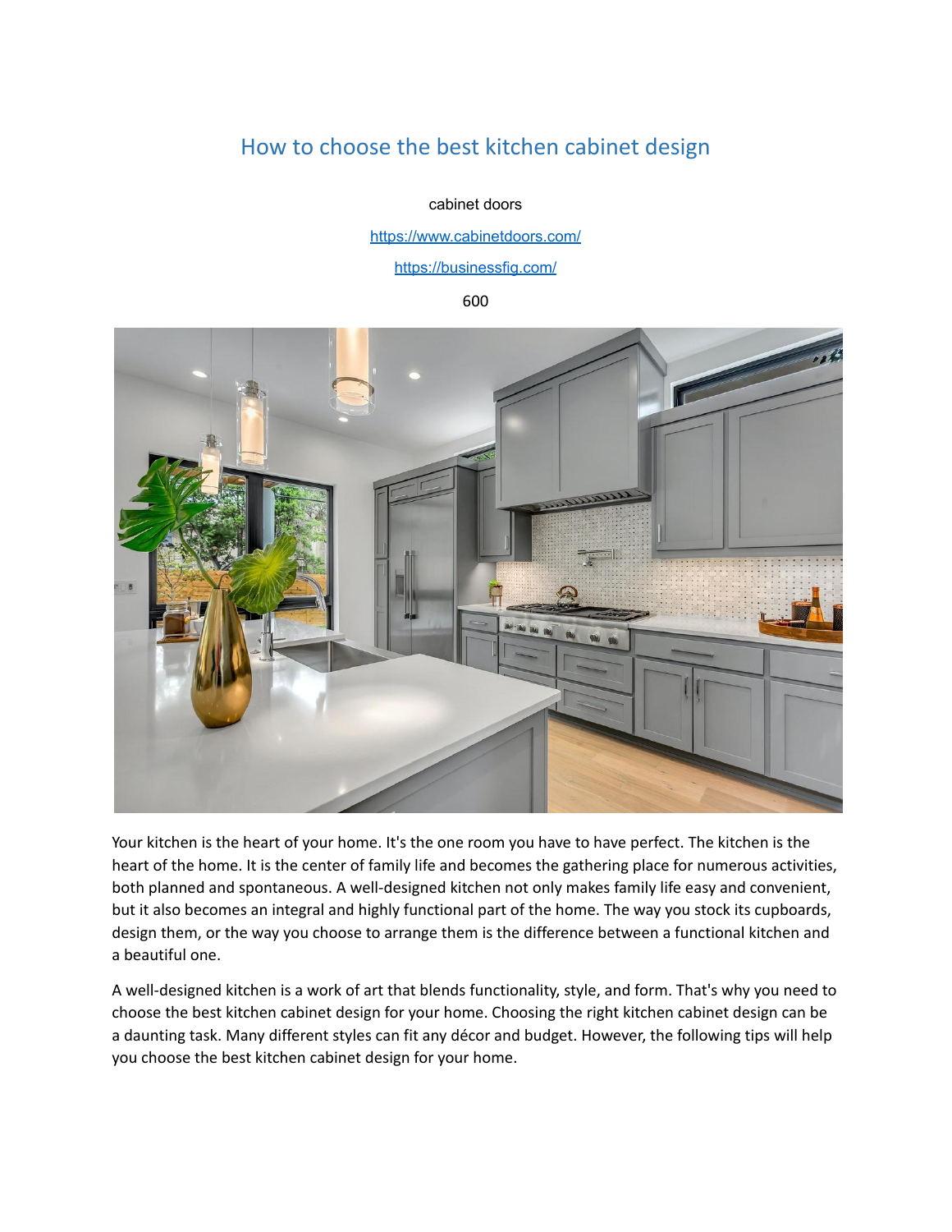# How to choose the best kitchen cabinet design

cabinet doors

https://www.cabinetdoors.com/

https://businessfig.com/

600

Your kitchen is the heart of your home. It's the one room you have to have perfect. The kitchen is the heart of the home. It is the center of family life and becomes the gathering place for numerous activities, both planned and spontaneous. A well-designed kitchen not only makes family life easy and convenient, but it also becomes an integral and highly functional part of the home. The way you stock its cupboards, design them, or the way you choose to arrange them is the difference between a functional kitchen and a beautiful one.

A well-designed kitchen is a work of art that blends functionality, style, and form. That's why you need to choose the best kitchen cabinet design for your home. Choosing the right kitchen cabinet design can be a daunting task. Many different styles can fit any décor and budget. However, the following tips will help you choose the best kitchen cabinet design for your home.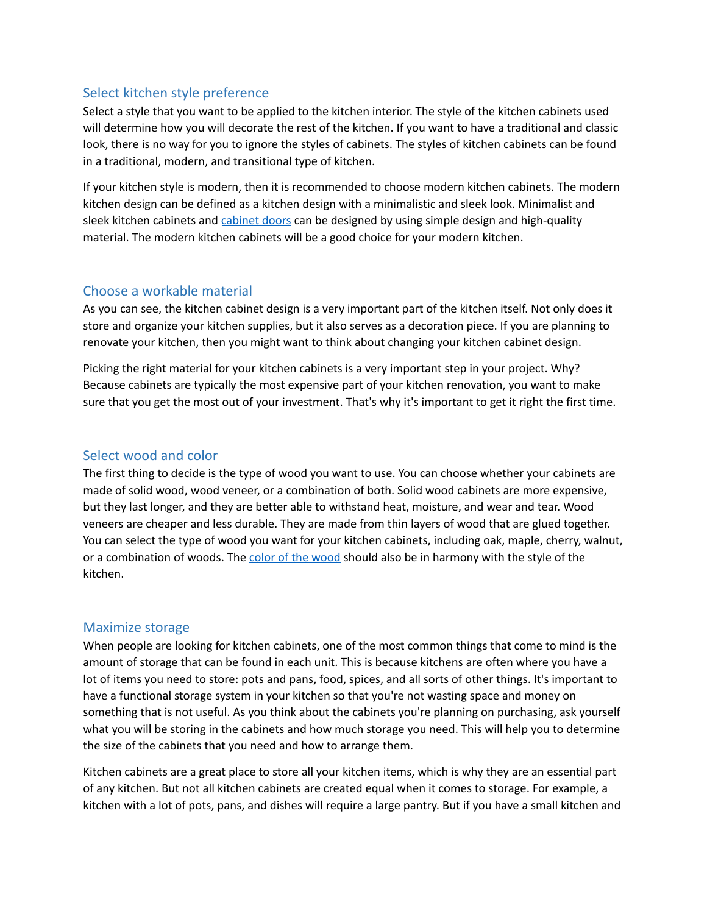## Select kitchen style preference

Select a style that you want to be applied to the kitchen interior. The style of the kitchen cabinets used will determine how you will decorate the rest of the kitchen. If you want to have a traditional and classic look, there is no way for you to ignore the styles of cabinets. The styles of kitchen cabinets can be found in a traditional, modern, and transitional type of kitchen.

If your kitchen style is modern, then it is recommended to choose modern kitchen cabinets. The modern kitchen design can be defined as a kitchen design with a minimalistic and sleek look. Minimalist and sleek kitchen cabinets and [cabinet doors]() can be designed by using simple design and high-quality material. The modern kitchen cabinets will be a good choice for your modern kitchen.

## Choose a workable material

As you can see, the kitchen cabinet design is a very important part of the kitchen itself. Not only does it store and organize your kitchen supplies, but it also serves as a decoration piece. If you are planning to renovate your kitchen, then you might want to think about changing your kitchen cabinet design.

Picking the right material for your kitchen cabinets is a very important step in your project. Why? Because cabinets are typically the most expensive part of your kitchen renovation, you want to make sure that you get the most out of your investment. That's why it's important to get it right the first time.

## Select wood and color

The first thing to decide is the type of wood you want to use. You can choose whether your cabinets are made of solid wood, wood veneer, or a combination of both. Solid wood cabinets are more expensive, but they last longer, and they are better able to withstand heat, moisture, and wear and tear. Wood veneers are cheaper and less durable. They are made from thin layers of wood that are glued together. You can select the type of wood you want for your kitchen cabinets, including oak, maple, cherry, walnut, or a combination of woods. The [color of the wood]() should also be in harmony with the style of the kitchen.

## Maximize storage

When people are looking for kitchen cabinets, one of the most common things that come to mind is the amount of storage that can be found in each unit. This is because kitchens are often where you have a lot of items you need to store: pots and pans, food, spices, and all sorts of other things. It's important to have a functional storage system in your kitchen so that you're not wasting space and money on something that is not useful. As you think about the cabinets you're planning on purchasing, ask yourself what you will be storing in the cabinets and how much storage you need. This will help you to determine the size of the cabinets that you need and how to arrange them.

Kitchen cabinets are a great place to store all your kitchen items, which is why they are an essential part of any kitchen. But not all kitchen cabinets are created equal when it comes to storage. For example, a kitchen with a lot of pots, pans, and dishes will require a large pantry. But if you have a small kitchen and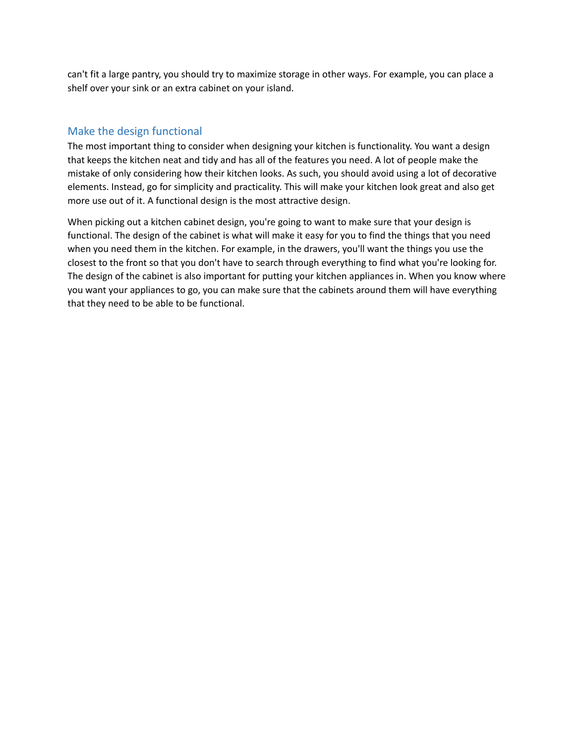can't fit a large pantry, you should try to maximize storage in other ways. For example, you can place a shelf over your sink or an extra cabinet on your island.

## Make the design functional

The most important thing to consider when designing your kitchen is functionality. You want a design that keeps the kitchen neat and tidy and has all of the features you need. A lot of people make the mistake of only considering how their kitchen looks. As such, you should avoid using a lot of decorative elements. Instead, go for simplicity and practicality. This will make your kitchen look great and also get more use out of it. A functional design is the most attractive design.

When picking out a kitchen cabinet design, you're going to want to make sure that your design is functional. The design of the cabinet is what will make it easy for you to find the things that you need when you need them in the kitchen. For example, in the drawers, you'll want the things you use the closest to the front so that you don't have to search through everything to find what you're looking for. The design of the cabinet is also important for putting your kitchen appliances in. When you know where you want your appliances to go, you can make sure that the cabinets around them will have everything that they need to be able to be functional.